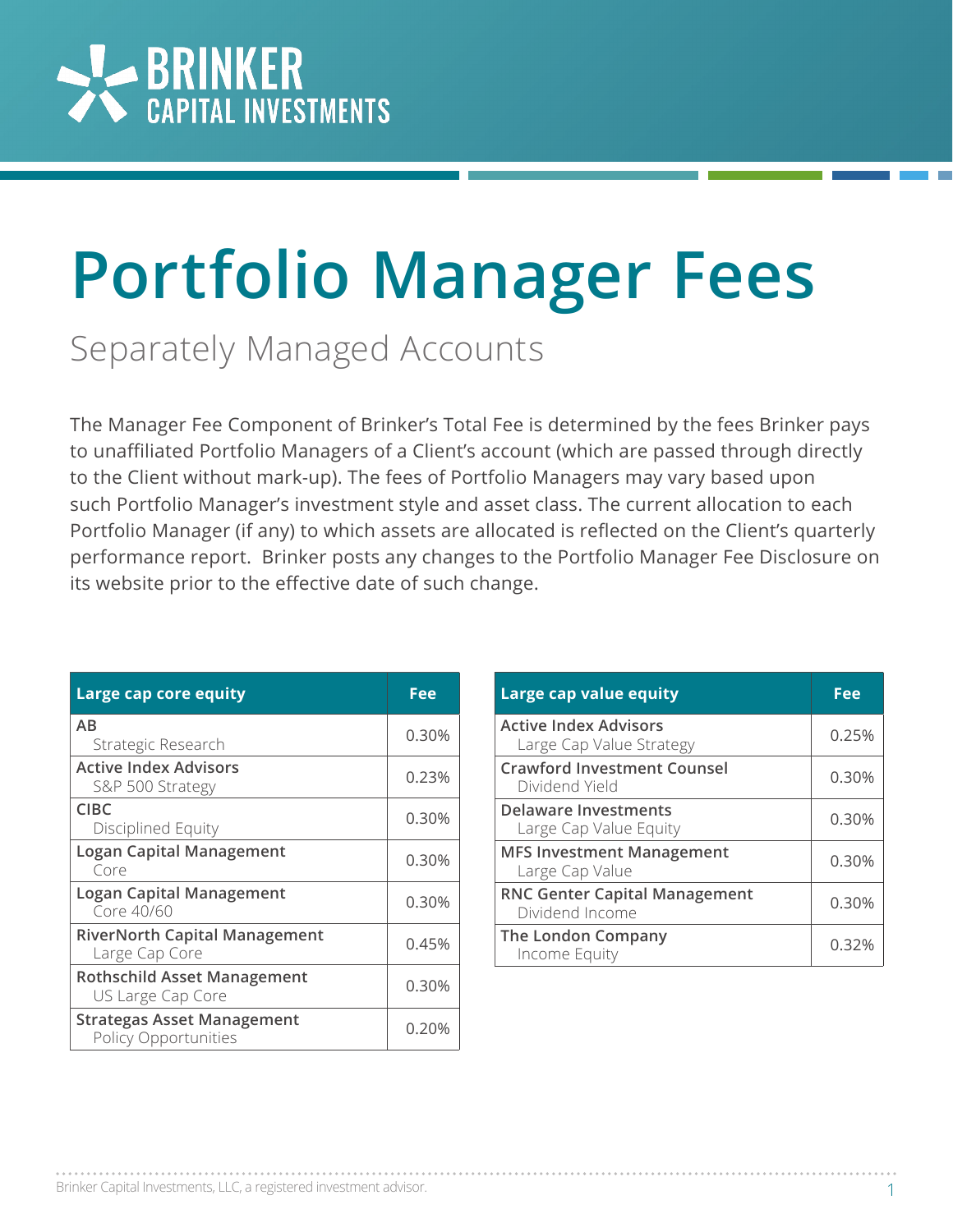BRINKER CAPITAL INVESTMENTS

# Portfolio Manager Fees

## Separately Managed Accounts

The Manager Fee Component of Brinker's Total Fee is determined by the fees Brinker pays to unaffiliated Portfolio Managers of a Client's account (which are passed through directly to the Client without mark-up). The fees of Portfolio Managers may vary based upon such Portfolio Manager's investment style and asset class. The current allocation to each Portfolio Manager (if any) to which assets are allocated is reflected on the Client's quarterly performance report. Brinker posts any changes to the Portfolio Manager Fee Disclosure on its website prior to the effective date of such change.

| Large cap core equity | Fee |
|---|---|
| **AB**<br>Strategic Research | 0.30% |
| **Active Index Advisors**<br>S&P 500 Strategy | 0.23% |
| **CIBC**<br>Disciplined Equity | 0.30% |
| **Logan Capital Management**<br>Core | 0.30% |
| **Logan Capital Management**<br>Core 40/60 | 0.30% |
| **RiverNorth Capital Management**<br>Large Cap Core | 0.45% |
| **Rothschild Asset Management**<br>US Large Cap Core | 0.30% |
| **Strategas Asset Management**<br>Policy Opportunities | 0.20% |

| Large cap value equity | Fee |
|---|---|
| **Active Index Advisors**<br>Large Cap Value Strategy | 0.25% |
| **Crawford Investment Counsel**<br>Dividend Yield | 0.30% |
| **Delaware Investments**<br>Large Cap Value Equity | 0.30% |
| **MFS Investment Management**<br>Large Cap Value | 0.30% |
| **RNC Genter Capital Management**<br>Dividend Income | 0.30% |
| **The London Company**<br>Income Equity | 0.32% |

Brinker Capital Investments, LLC, a registered investment advisor.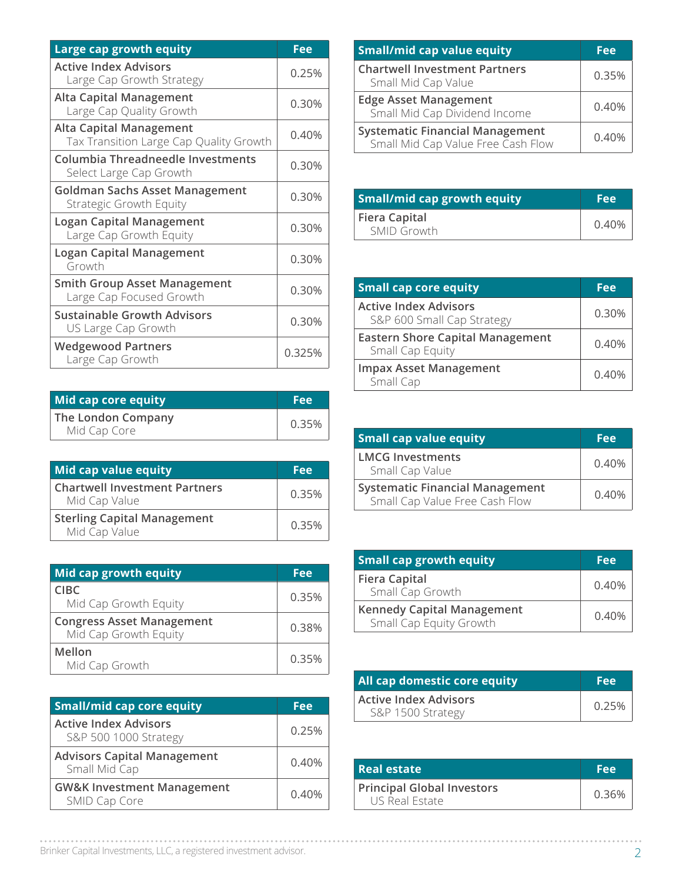| Large cap growth equity | Fee |
|---|---|
| Active Index Advisors<br>Large Cap Growth Strategy | 0.25% |
| Alta Capital Management<br>Large Cap Quality Growth | 0.30% |
| Alta Capital Management<br>Tax Transition Large Cap Quality Growth | 0.40% |
| Columbia Threadneedle Investments<br>Select Large Cap Growth | 0.30% |
| Goldman Sachs Asset Management<br>Strategic Growth Equity | 0.30% |
| Logan Capital Management<br>Large Cap Growth Equity | 0.30% |
| Logan Capital Management<br>Growth | 0.30% |
| Smith Group Asset Management<br>Large Cap Focused Growth | 0.30% |
| Sustainable Growth Advisors<br>US Large Cap Growth | 0.30% |
| Wedgewood Partners<br>Large Cap Growth | 0.325% |

| Mid cap core equity | Fee |
|---|---|
| The London Company<br>Mid Cap Core | 0.35% |

| Mid cap value equity | Fee |
|---|---|
| Chartwell Investment Partners<br>Mid Cap Value | 0.35% |
| Sterling Capital Management<br>Mid Cap Value | 0.35% |

| Mid cap growth equity | Fee |
|---|---|
| CIBC<br>Mid Cap Growth Equity | 0.35% |
| Congress Asset Management<br>Mid Cap Growth Equity | 0.38% |
| Mellon<br>Mid Cap Growth | 0.35% |

| Small/mid cap core equity | Fee |
|---|---|
| Active Index Advisors<br>S&P 500 1000 Strategy | 0.25% |
| Advisors Capital Management<br>Small Mid Cap | 0.40% |
| GW&K Investment Management<br>SMID Cap Core | 0.40% |

| Small/mid cap value equity | Fee |
|---|---|
| Chartwell Investment Partners<br>Small Mid Cap Value | 0.35% |
| Edge Asset Management<br>Small Mid Cap Dividend Income | 0.40% |
| Systematic Financial Management<br>Small Mid Cap Value Free Cash Flow | 0.40% |

| Small/mid cap growth equity | Fee |
|---|---|
| Fiera Capital<br>SMID Growth | 0.40% |

| Small cap core equity | Fee |
|---|---|
| Active Index Advisors<br>S&P 600 Small Cap Strategy | 0.30% |
| Eastern Shore Capital Management<br>Small Cap Equity | 0.40% |
| Impax Asset Management<br>Small Cap | 0.40% |

| Small cap value equity | Fee |
|---|---|
| LMCG Investments<br>Small Cap Value | 0.40% |
| Systematic Financial Management<br>Small Cap Value Free Cash Flow | 0.40% |

| Small cap growth equity | Fee |
|---|---|
| Fiera Capital<br>Small Cap Growth | 0.40% |
| Kennedy Capital Management<br>Small Cap Equity Growth | 0.40% |

| All cap domestic core equity | Fee |
|---|---|
| Active Index Advisors<br>S&P 1500 Strategy | 0.25% |

| Real estate | Fee |
|---|---|
| Principal Global Investors<br>US Real Estate | 0.36% |

Brinker Capital Investments, LLC, a registered investment advisor.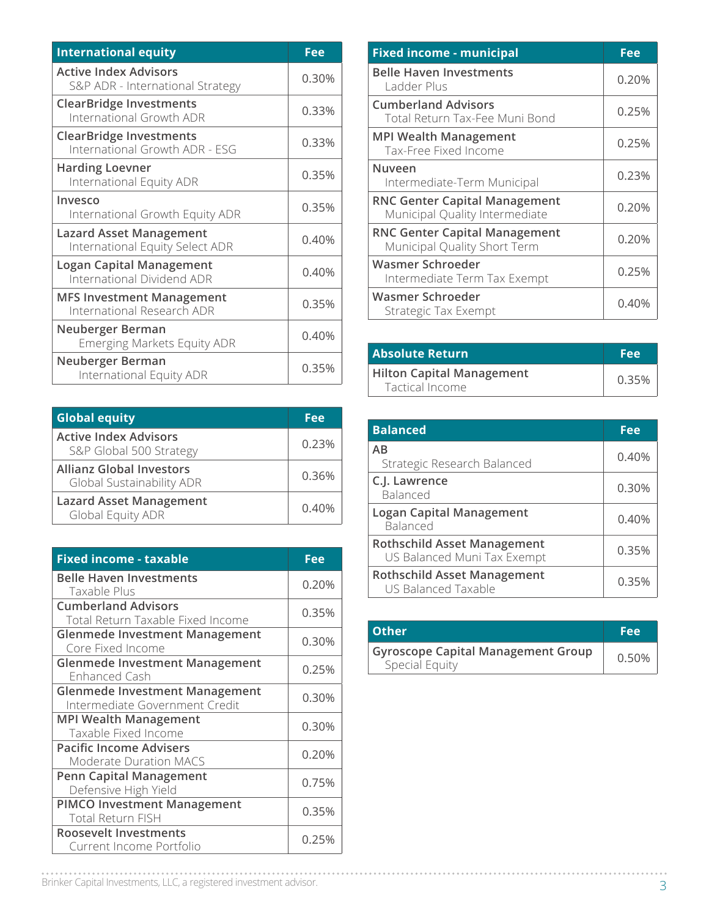| International equity | Fee |
|---|---|
| **Active Index Advisors**<br>S&P ADR - International Strategy | 0.30% |
| **ClearBridge Investments**<br>International Growth ADR | 0.33% |
| **ClearBridge Investments**<br>International Growth ADR - ESG | 0.33% |
| **Harding Loevner**<br>International Equity ADR | 0.35% |
| **Invesco**<br>International Growth Equity ADR | 0.35% |
| **Lazard Asset Management**<br>International Equity Select ADR | 0.40% |
| **Logan Capital Management**<br>International Dividend ADR | 0.40% |
| **MFS Investment Management**<br>International Research ADR | 0.35% |
| **Neuberger Berman**<br>Emerging Markets Equity ADR | 0.40% |
| **Neuberger Berman**<br>International Equity ADR | 0.35% |

| Global equity | Fee |
|---|---|
| **Active Index Advisors**<br>S&P Global 500 Strategy | 0.23% |
| **Allianz Global Investors**<br>Global Sustainability ADR | 0.36% |
| **Lazard Asset Management**<br>Global Equity ADR | 0.40% |

| Fixed income - taxable | Fee |
|---|---|
| **Belle Haven Investments**<br>Taxable Plus | 0.20% |
| **Cumberland Advisors**<br>Total Return Taxable Fixed Income | 0.35% |
| **Glenmede Investment Management**<br>Core Fixed Income | 0.30% |
| **Glenmede Investment Management**<br>Enhanced Cash | 0.25% |
| **Glenmede Investment Management**<br>Intermediate Government Credit | 0.30% |
| **MPI Wealth Management**<br>Taxable Fixed Income | 0.30% |
| **Pacific Income Advisers**<br>Moderate Duration MACS | 0.20% |
| **Penn Capital Management**<br>Defensive High Yield | 0.75% |
| **PIMCO Investment Management**<br>Total Return FISH | 0.35% |
| **Roosevelt Investments**<br>Current Income Portfolio | 0.25% |

| Fixed income - municipal | Fee |
|---|---|
| **Belle Haven Investments**<br>Ladder Plus | 0.20% |
| **Cumberland Advisors**<br>Total Return Tax-Fee Muni Bond | 0.25% |
| **MPI Wealth Management**<br>Tax-Free Fixed Income | 0.25% |
| **Nuveen**<br>Intermediate-Term Municipal | 0.23% |
| **RNC Genter Capital Management**<br>Municipal Quality Intermediate | 0.20% |
| **RNC Genter Capital Management**<br>Municipal Quality Short Term | 0.20% |
| **Wasmer Schroeder**<br>Intermediate Term Tax Exempt | 0.25% |
| **Wasmer Schroeder**<br>Strategic Tax Exempt | 0.40% |

| Absolute Return | Fee |
|---|---|
| **Hilton Capital Management**<br>Tactical Income | 0.35% |

| Balanced | Fee |
|---|---|
| **AB**<br>Strategic Research Balanced | 0.40% |
| **C.J. Lawrence**<br>Balanced | 0.30% |
| **Logan Capital Management**<br>Balanced | 0.40% |
| **Rothschild Asset Management**<br>US Balanced Muni Tax Exempt | 0.35% |
| **Rothschild Asset Management**<br>US Balanced Taxable | 0.35% |

| Other | Fee |
|---|---|
| **Gyroscope Capital Management Group**<br>Special Equity | 0.50% |

Brinker Capital Investments, LLC, a registered investment advisor.